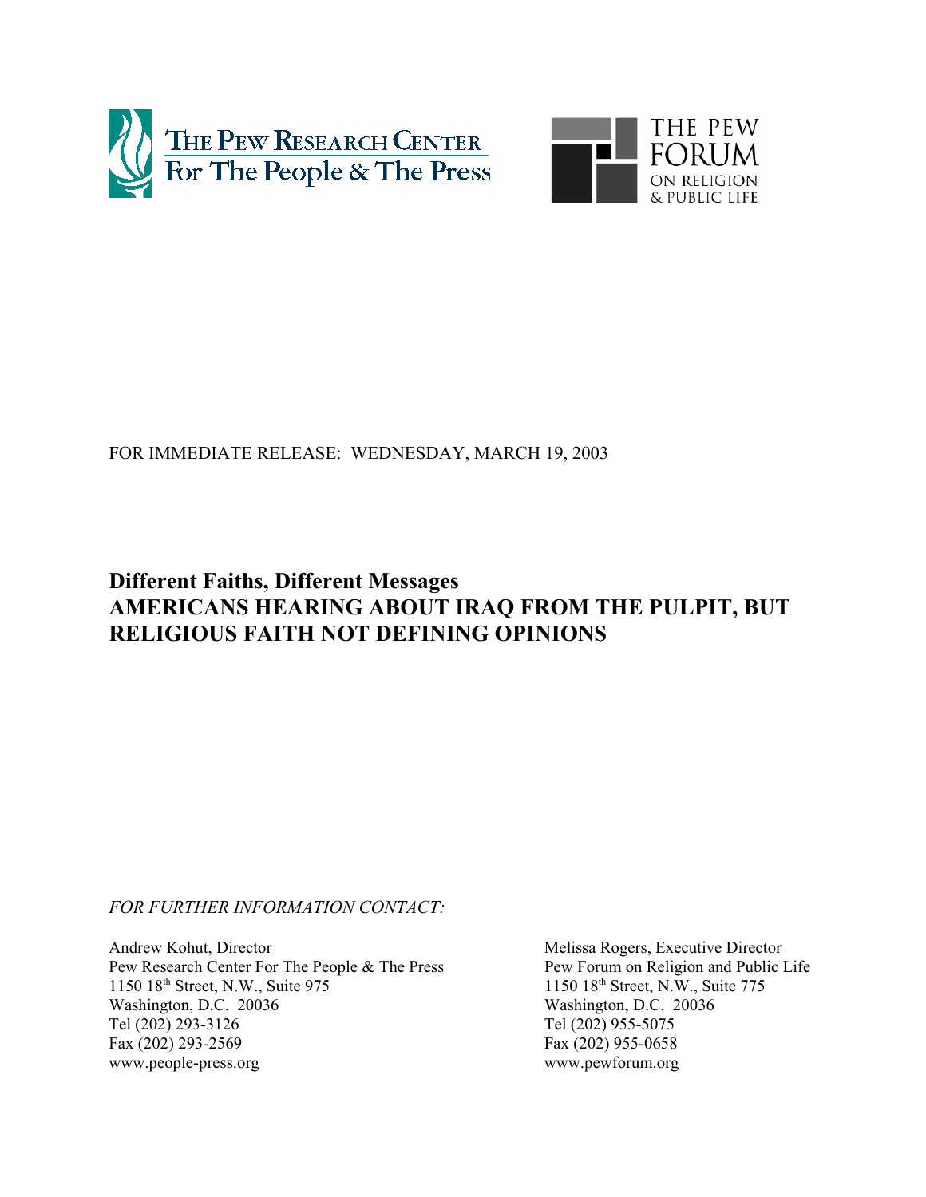The Pew Research Center For The People & The Press

The Pew Forum on Religion & Public Life

FOR IMMEDIATE RELEASE: WEDNESDAY, MARCH 19, 2003

# Different Faiths, Different Messages
# AMERICANS HEARING ABOUT IRAQ FROM THE PULPIT, BUT RELIGIOUS FAITH NOT DEFINING OPINIONS

*FOR FURTHER INFORMATION CONTACT:*

Andrew Kohut, Director
Pew Research Center For The People & The Press
1150 18th Street, N.W., Suite 975
Washington, D.C. 20036
Tel (202) 293-3126
Fax (202) 293-2569
www.people-press.org

Melissa Rogers, Executive Director
Pew Forum on Religion and Public Life
1150 18th Street, N.W., Suite 775
Washington, D.C. 20036
Tel (202) 955-5075
Fax (202) 955-0658
www.pewforum.org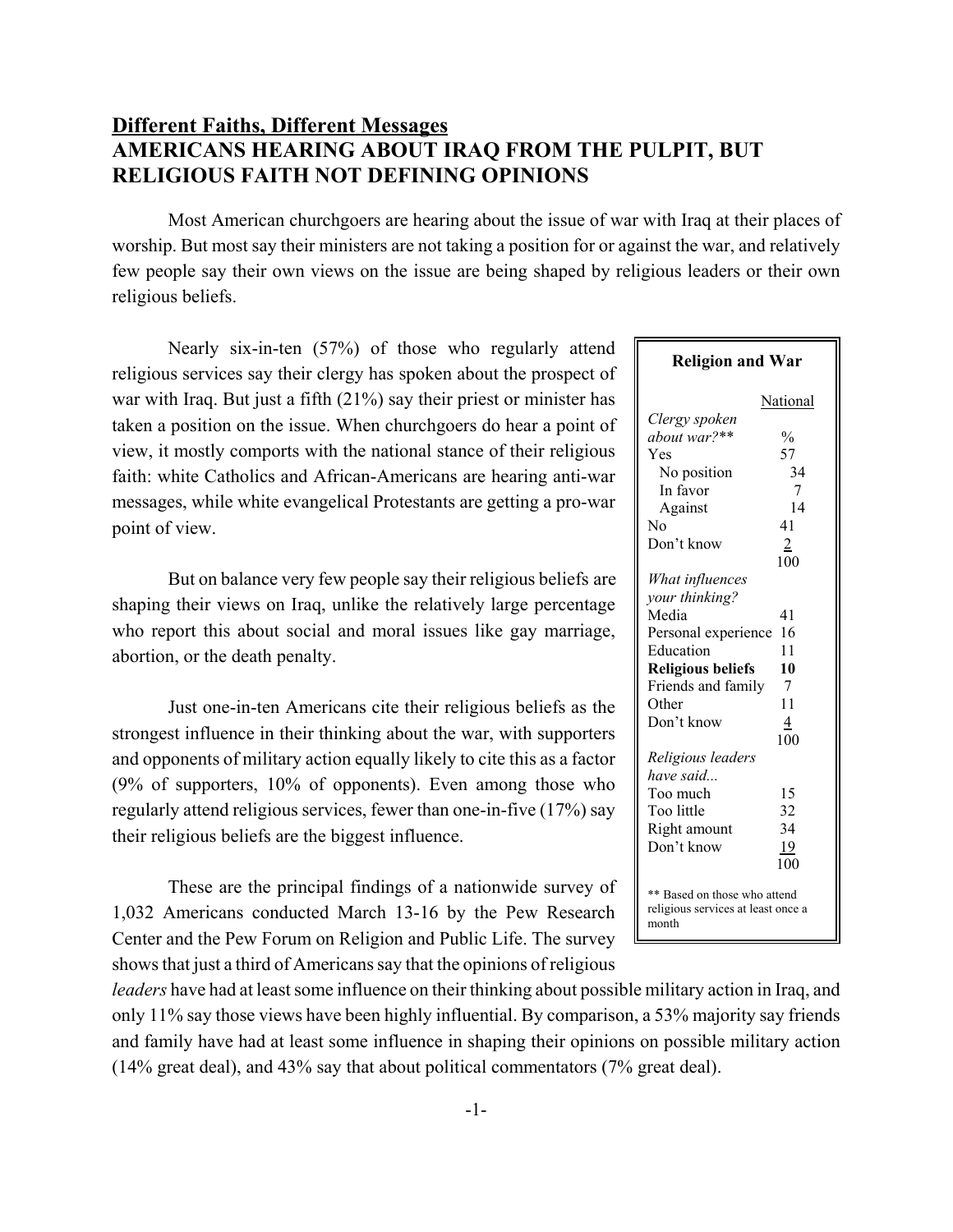## Different Faiths, Different Messages

# AMERICANS HEARING ABOUT IRAQ FROM THE PULPIT, BUT RELIGIOUS FAITH NOT DEFINING OPINIONS

Most American churchgoers are hearing about the issue of war with Iraq at their places of worship. But most say their ministers are not taking a position for or against the war, and relatively few people say their own views on the issue are being shaped by religious leaders or their own religious beliefs.

Nearly six-in-ten (57%) of those who regularly attend religious services say their clergy has spoken about the prospect of war with Iraq. But just a fifth (21%) say their priest or minister has taken a position on the issue. When churchgoers do hear a point of view, it mostly comports with the national stance of their religious faith: white Catholics and African-Americans are hearing anti-war messages, while white evangelical Protestants are getting a pro-war point of view.

But on balance very few people say their religious beliefs are shaping their views on Iraq, unlike the relatively large percentage who report this about social and moral issues like gay marriage, abortion, or the death penalty.

Just one-in-ten Americans cite their religious beliefs as the strongest influence in their thinking about the war, with supporters and opponents of military action equally likely to cite this as a factor (9% of supporters, 10% of opponents). Even among those who regularly attend religious services, fewer than one-in-five (17%) say their religious beliefs are the biggest influence.

These are the principal findings of a nationwide survey of 1,032 Americans conducted March 13-16 by the Pew Research Center and the Pew Forum on Religion and Public Life. The survey shows that just a third of Americans say that the opinions of religious *leaders* have had at least some influence on their thinking about possible military action in Iraq, and only 11% say those views have been highly influential. By comparison, a 53% majority say friends and family have had at least some influence in shaping their opinions on possible military action (14% great deal), and 43% say that about political commentators (7% great deal).

**Religion and War**

| | National |
|---|---|
| *Clergy spoken about war?*** | % |
| Yes | 57 |
| No position | 34 |
| In favor | 7 |
| Against | 14 |
| No | 41 |
| Don't know | 2 |
| | 100 |
| *What influences your thinking?* | |
| Media | 41 |
| Personal experience | 16 |
| Education | 11 |
| **Religious beliefs** | **10** |
| Friends and family | 7 |
| Other | 11 |
| Don't know | 4 |
| | 100 |
| *Religious leaders have said...* | |
| Too much | 15 |
| Too little | 32 |
| Right amount | 34 |
| Don't know | 19 |
| | 100 |

** Based on those who attend religious services at least once a month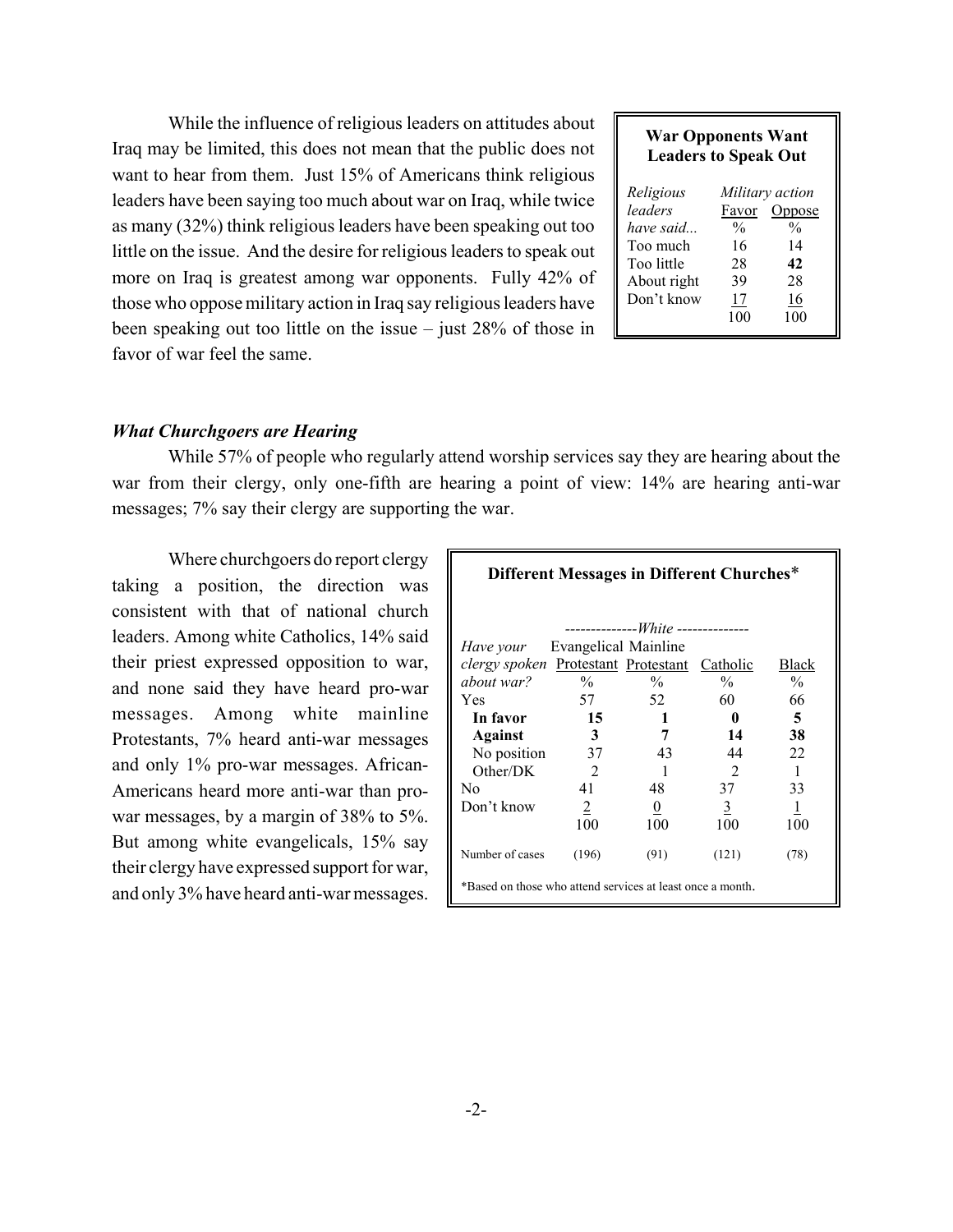While the influence of religious leaders on attitudes about Iraq may be limited, this does not mean that the public does not want to hear from them. Just 15% of Americans think religious leaders have been saying too much about war on Iraq, while twice as many (32%) think religious leaders have been speaking out too little on the issue. And the desire for religious leaders to speak out more on Iraq is greatest among war opponents. Fully 42% of those who oppose military action in Iraq say religious leaders have been speaking out too little on the issue – just 28% of those in favor of war feel the same.

**War Opponents Want Leaders to Speak Out**

| *Religious leaders have said...* | *Military action* Favor | Oppose |
|---|---|---|
| | % | % |
| Too much | 16 | 14 |
| Too little | 28 | **42** |
| About right | 39 | 28 |
| Don't know | 17 | 16 |
| | 100 | 100 |

### *What Churchgoers are Hearing*

While 57% of people who regularly attend worship services say they are hearing about the war from their clergy, only one-fifth are hearing a point of view: 14% are hearing anti-war messages; 7% say their clergy are supporting the war.

Where churchgoers do report clergy taking a position, the direction was consistent with that of national church leaders. Among white Catholics, 14% said their priest expressed opposition to war, and none said they have heard pro-war messages. Among white mainline Protestants, 7% heard anti-war messages and only 1% pro-war messages. African-Americans heard more anti-war than pro-war messages, by a margin of 38% to 5%. But among white evangelicals, 15% say their clergy have expressed support for war, and only 3% have heard anti-war messages.

**Different Messages in Different Churches***

| *Have your clergy spoken about war?* | *White* Evangelical Protestant | Mainline Protestant | Catholic | Black |
|---|---|---|---|---|
| | % | % | % | % |
| Yes | 57 | 52 | 60 | 66 |
| **In favor** | **15** | **1** | **0** | **5** |
| **Against** | **3** | **7** | **14** | **38** |
| No position | 37 | 43 | 44 | 22 |
| Other/DK | 2 | 1 | 2 | 1 |
| No | 41 | 48 | 37 | 33 |
| Don't know | 2 | 0 | 3 | 1 |
| | 100 | 100 | 100 | 100 |
| Number of cases | (196) | (91) | (121) | (78) |

*Based on those who attend services at least once a month.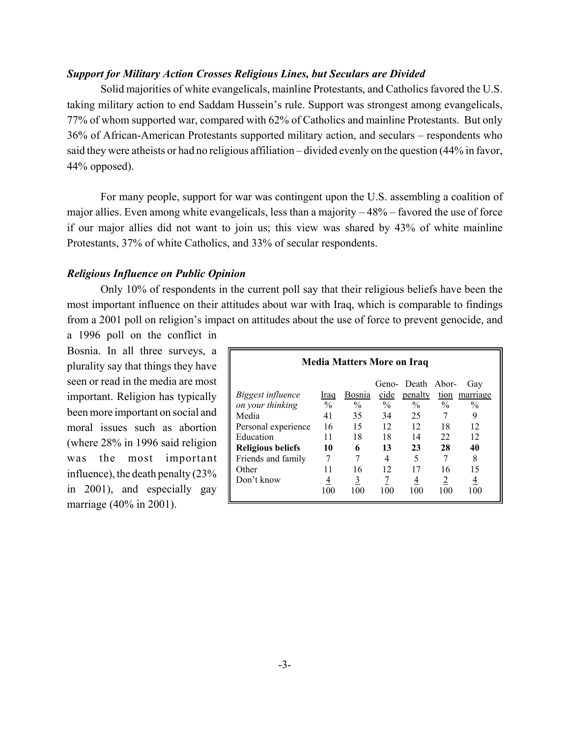### *Support for Military Action Crosses Religious Lines, but Seculars are Divided*

Solid majorities of white evangelicals, mainline Protestants, and Catholics favored the U.S. taking military action to end Saddam Hussein's rule. Support was strongest among evangelicals, 77% of whom supported war, compared with 62% of Catholics and mainline Protestants. But only 36% of African-American Protestants supported military action, and seculars – respondents who said they were atheists or had no religious affiliation – divided evenly on the question (44% in favor, 44% opposed).

For many people, support for war was contingent upon the U.S. assembling a coalition of major allies. Even among white evangelicals, less than a majority – 48% – favored the use of force if our major allies did not want to join us; this view was shared by 43% of white mainline Protestants, 37% of white Catholics, and 33% of secular respondents.

### *Religious Influence on Public Opinion*

Only 10% of respondents in the current poll say that their religious beliefs have been the most important influence on their attitudes about war with Iraq, which is comparable to findings from a 2001 poll on religion's impact on attitudes about the use of force to prevent genocide, and a 1996 poll on the conflict in Bosnia. In all three surveys, a plurality say that things they have seen or read in the media are most important. Religion has typically been more important on social and moral issues such as abortion (where 28% in 1996 said religion was the most important influence), the death penalty (23% in 2001), and especially gay marriage (40% in 2001).

**Media Matters More on Iraq**

| *Biggest influence on your thinking* | Iraq | Bosnia | Genocide | Death penalty | Abortion | Gay marriage |
|---|---|---|---|---|---|---|
| | % | % | % | % | % | % |
| Media | 41 | 35 | 34 | 25 | 7 | 9 |
| Personal experience | 16 | 15 | 12 | 12 | 18 | 12 |
| Education | 11 | 18 | 18 | 14 | 22 | 12 |
| **Religious beliefs** | **10** | **6** | **13** | **23** | **28** | **40** |
| Friends and family | 7 | 7 | 4 | 5 | 7 | 8 |
| Other | 11 | 16 | 12 | 17 | 16 | 15 |
| Don't know | 4 | 3 | 7 | 4 | 2 | 4 |
| | 100 | 100 | 100 | 100 | 100 | 100 |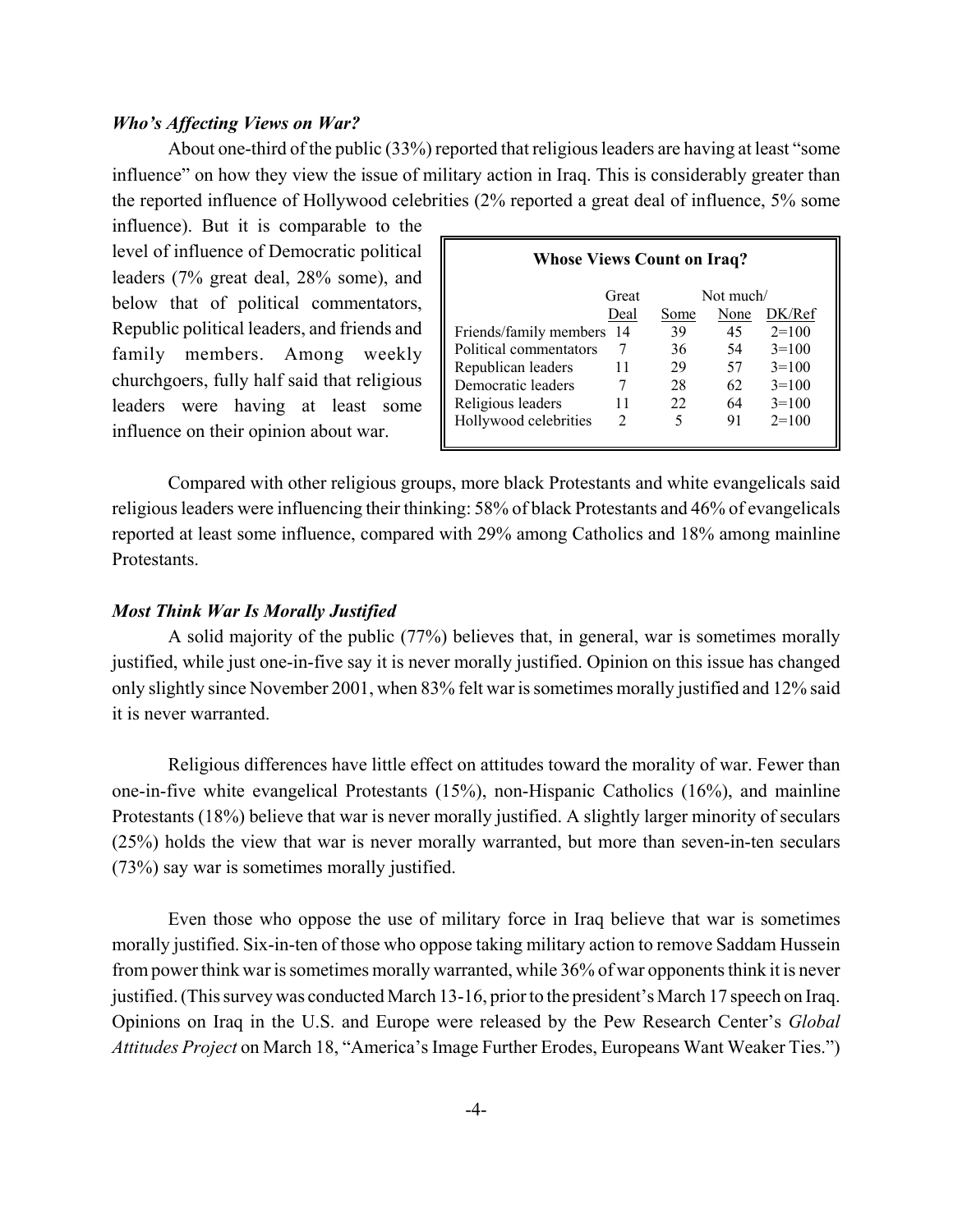### *Who's Affecting Views on War?*

About one-third of the public (33%) reported that religious leaders are having at least "some influence" on how they view the issue of military action in Iraq. This is considerably greater than the reported influence of Hollywood celebrities (2% reported a great deal of influence, 5% some influence). But it is comparable to the level of influence of Democratic political leaders (7% great deal, 28% some), and below that of political commentators, Republic political leaders, and friends and family members. Among weekly churchgoers, fully half said that religious leaders were having at least some influence on their opinion about war.

**Whose Views Count on Iraq?**

| | Great Deal | Some | Not much/ None | DK/Ref |
|---|---|---|---|---|
| Friends/family members | 14 | 39 | 45 | 2=100 |
| Political commentators | 7 | 36 | 54 | 3=100 |
| Republican leaders | 11 | 29 | 57 | 3=100 |
| Democratic leaders | 7 | 28 | 62 | 3=100 |
| Religious leaders | 11 | 22 | 64 | 3=100 |
| Hollywood celebrities | 2 | 5 | 91 | 2=100 |

Compared with other religious groups, more black Protestants and white evangelicals said religious leaders were influencing their thinking: 58% of black Protestants and 46% of evangelicals reported at least some influence, compared with 29% among Catholics and 18% among mainline Protestants.

### *Most Think War Is Morally Justified*

A solid majority of the public (77%) believes that, in general, war is sometimes morally justified, while just one-in-five say it is never morally justified. Opinion on this issue has changed only slightly since November 2001, when 83% felt war is sometimes morally justified and 12% said it is never warranted.

Religious differences have little effect on attitudes toward the morality of war. Fewer than one-in-five white evangelical Protestants (15%), non-Hispanic Catholics (16%), and mainline Protestants (18%) believe that war is never morally justified. A slightly larger minority of seculars (25%) holds the view that war is never morally warranted, but more than seven-in-ten seculars (73%) say war is sometimes morally justified.

Even those who oppose the use of military force in Iraq believe that war is sometimes morally justified. Six-in-ten of those who oppose taking military action to remove Saddam Hussein from power think war is sometimes morally warranted, while 36% of war opponents think it is never justified. (This survey was conducted March 13-16, prior to the president's March 17 speech on Iraq. Opinions on Iraq in the U.S. and Europe were released by the Pew Research Center's *Global Attitudes Project* on March 18, "America's Image Further Erodes, Europeans Want Weaker Ties.")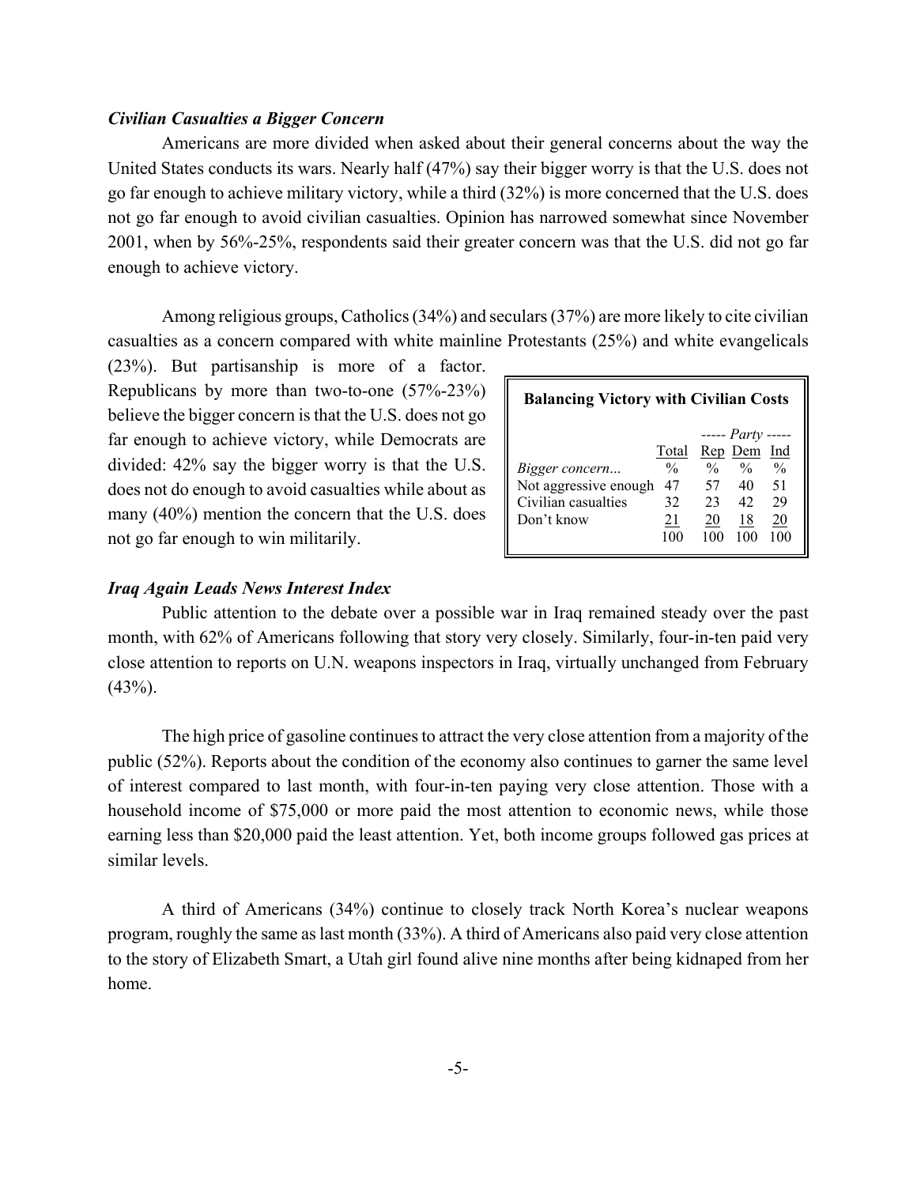### *Civilian Casualties a Bigger Concern*

Americans are more divided when asked about their general concerns about the way the United States conducts its wars. Nearly half (47%) say their bigger worry is that the U.S. does not go far enough to achieve military victory, while a third (32%) is more concerned that the U.S. does not go far enough to avoid civilian casualties. Opinion has narrowed somewhat since November 2001, when by 56%-25%, respondents said their greater concern was that the U.S. did not go far enough to achieve victory.

Among religious groups, Catholics (34%) and seculars (37%) are more likely to cite civilian casualties as a concern compared with white mainline Protestants (25%) and white evangelicals (23%). But partisanship is more of a factor. Republicans by more than two-to-one (57%-23%) believe the bigger concern is that the U.S. does not go far enough to achieve victory, while Democrats are divided: 42% say the bigger worry is that the U.S. does not do enough to avoid casualties while about as many (40%) mention the concern that the U.S. does not go far enough to win militarily.

**Balancing Victory with Civilian Costs**

| | | ----- *Party* ----- | | |
|---|---|---|---|---|
| | Total | Rep | Dem | Ind |
| *Bigger concern...* | % | % | % | % |
| Not aggressive enough | 47 | 57 | 40 | 51 |
| Civilian casualties | 32 | 23 | 42 | 29 |
| Don't know | 21 | 20 | 18 | 20 |
| | 100 | 100 | 100 | 100 |

### *Iraq Again Leads News Interest Index*

Public attention to the debate over a possible war in Iraq remained steady over the past month, with 62% of Americans following that story very closely. Similarly, four-in-ten paid very close attention to reports on U.N. weapons inspectors in Iraq, virtually unchanged from February (43%).

The high price of gasoline continues to attract the very close attention from a majority of the public (52%). Reports about the condition of the economy also continues to garner the same level of interest compared to last month, with four-in-ten paying very close attention. Those with a household income of $75,000 or more paid the most attention to economic news, while those earning less than $20,000 paid the least attention. Yet, both income groups followed gas prices at similar levels.

A third of Americans (34%) continue to closely track North Korea's nuclear weapons program, roughly the same as last month (33%). A third of Americans also paid very close attention to the story of Elizabeth Smart, a Utah girl found alive nine months after being kidnaped from her home.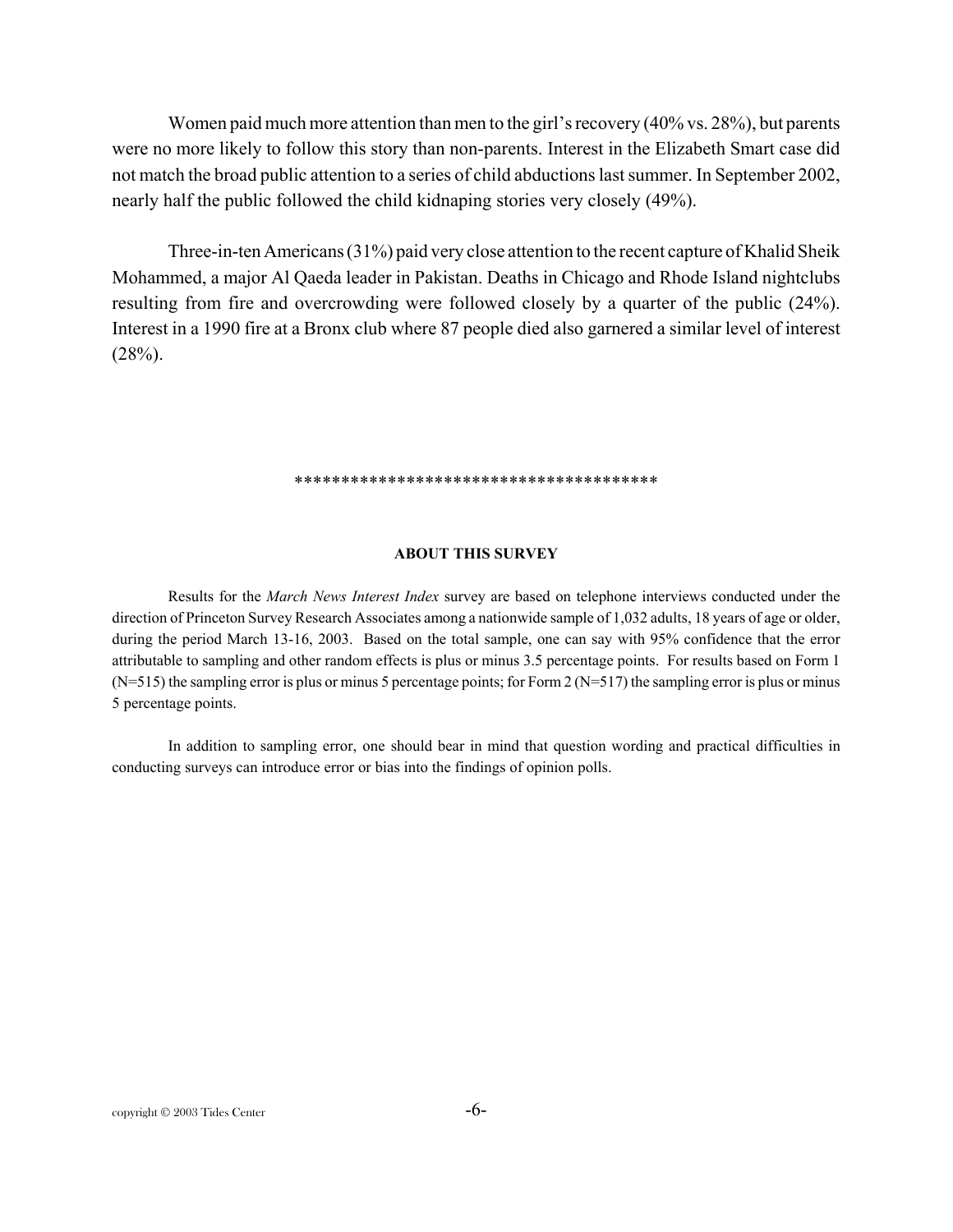Women paid much more attention than men to the girl's recovery (40% vs. 28%), but parents were no more likely to follow this story than non-parents. Interest in the Elizabeth Smart case did not match the broad public attention to a series of child abductions last summer. In September 2002, nearly half the public followed the child kidnaping stories very closely (49%).

Three-in-ten Americans (31%) paid very close attention to the recent capture of Khalid Sheik Mohammed, a major Al Qaeda leader in Pakistan. Deaths in Chicago and Rhode Island nightclubs resulting from fire and overcrowding were followed closely by a quarter of the public (24%). Interest in a 1990 fire at a Bronx club where 87 people died also garnered a similar level of interest (28%).

****************************************

**ABOUT THIS SURVEY**

Results for the *March News Interest Index* survey are based on telephone interviews conducted under the direction of Princeton Survey Research Associates among a nationwide sample of 1,032 adults, 18 years of age or older, during the period March 13-16, 2003. Based on the total sample, one can say with 95% confidence that the error attributable to sampling and other random effects is plus or minus 3.5 percentage points. For results based on Form 1 (N=515) the sampling error is plus or minus 5 percentage points; for Form 2 (N=517) the sampling error is plus or minus 5 percentage points.

In addition to sampling error, one should bear in mind that question wording and practical difficulties in conducting surveys can introduce error or bias into the findings of opinion polls.

copyright © 2003 Tides Center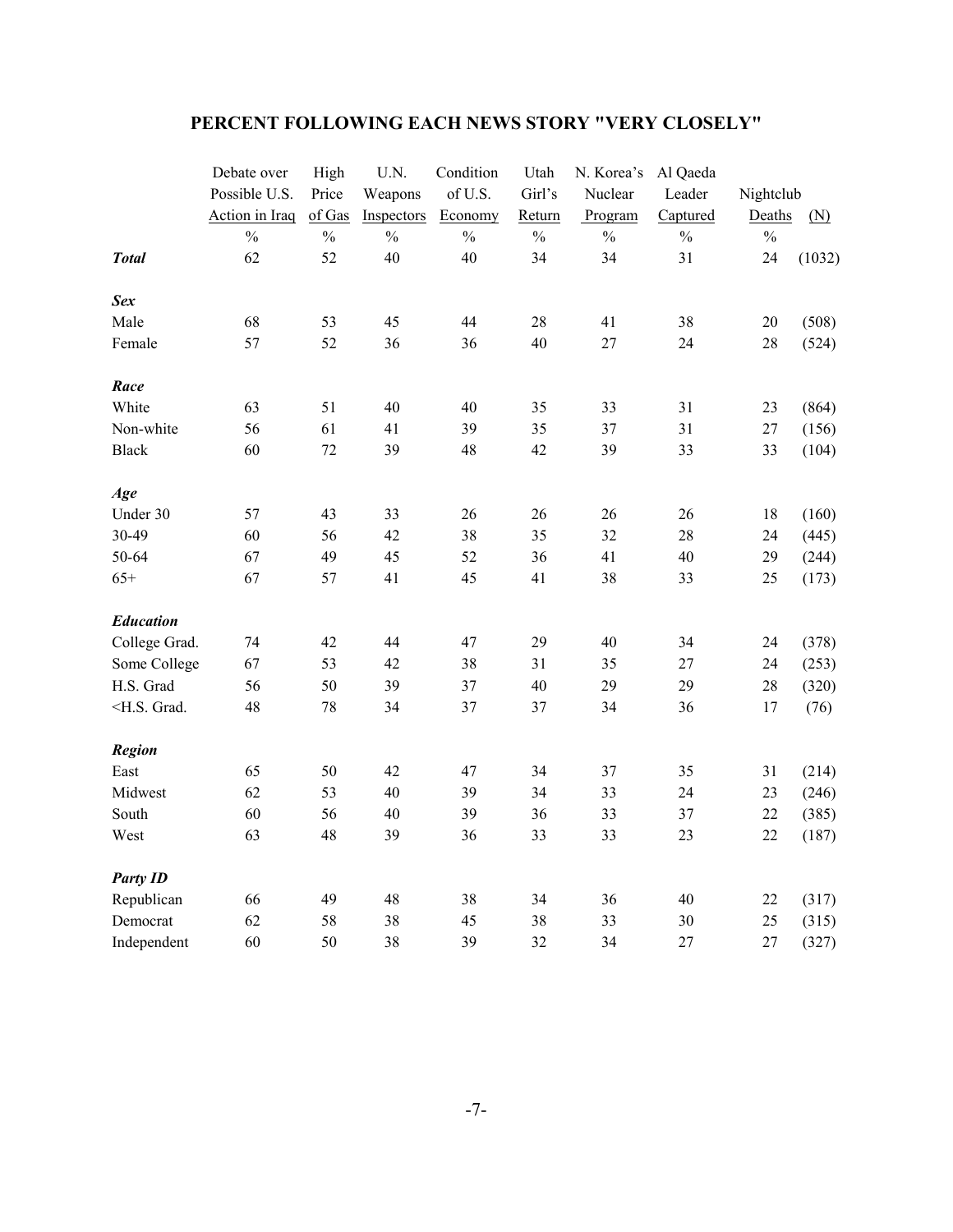# PERCENT FOLLOWING EACH NEWS STORY "VERY CLOSELY"

| | Debate over Possible U.S. Action in Iraq | High Price of Gas | U.N. Weapons Inspectors | Condition of U.S. Economy | Utah Girl's Return | N. Korea's Nuclear Program | Al Qaeda Leader Captured | Nightclub Deaths | (N) |
|---|---|---|---|---|---|---|---|---|---|
| | % | % | % | % | % | % | % | % | |
| ***Total*** | 62 | 52 | 40 | 40 | 34 | 34 | 31 | 24 | (1032) |
| ***Sex*** | | | | | | | | | |
| Male | 68 | 53 | 45 | 44 | 28 | 41 | 38 | 20 | (508) |
| Female | 57 | 52 | 36 | 36 | 40 | 27 | 24 | 28 | (524) |
| ***Race*** | | | | | | | | | |
| White | 63 | 51 | 40 | 40 | 35 | 33 | 31 | 23 | (864) |
| Non-white | 56 | 61 | 41 | 39 | 35 | 37 | 31 | 27 | (156) |
| Black | 60 | 72 | 39 | 48 | 42 | 39 | 33 | 33 | (104) |
| ***Age*** | | | | | | | | | |
| Under 30 | 57 | 43 | 33 | 26 | 26 | 26 | 26 | 18 | (160) |
| 30-49 | 60 | 56 | 42 | 38 | 35 | 32 | 28 | 24 | (445) |
| 50-64 | 67 | 49 | 45 | 52 | 36 | 41 | 40 | 29 | (244) |
| 65+ | 67 | 57 | 41 | 45 | 41 | 38 | 33 | 25 | (173) |
| ***Education*** | | | | | | | | | |
| College Grad. | 74 | 42 | 44 | 47 | 29 | 40 | 34 | 24 | (378) |
| Some College | 67 | 53 | 42 | 38 | 31 | 35 | 27 | 24 | (253) |
| H.S. Grad | 56 | 50 | 39 | 37 | 40 | 29 | 29 | 28 | (320) |
| <H.S. Grad. | 48 | 78 | 34 | 37 | 37 | 34 | 36 | 17 | (76) |
| ***Region*** | | | | | | | | | |
| East | 65 | 50 | 42 | 47 | 34 | 37 | 35 | 31 | (214) |
| Midwest | 62 | 53 | 40 | 39 | 34 | 33 | 24 | 23 | (246) |
| South | 60 | 56 | 40 | 39 | 36 | 33 | 37 | 22 | (385) |
| West | 63 | 48 | 39 | 36 | 33 | 33 | 23 | 22 | (187) |
| ***Party ID*** | | | | | | | | | |
| Republican | 66 | 49 | 48 | 38 | 34 | 36 | 40 | 22 | (317) |
| Democrat | 62 | 58 | 38 | 45 | 38 | 33 | 30 | 25 | (315) |
| Independent | 60 | 50 | 38 | 39 | 32 | 34 | 27 | 27 | (327) |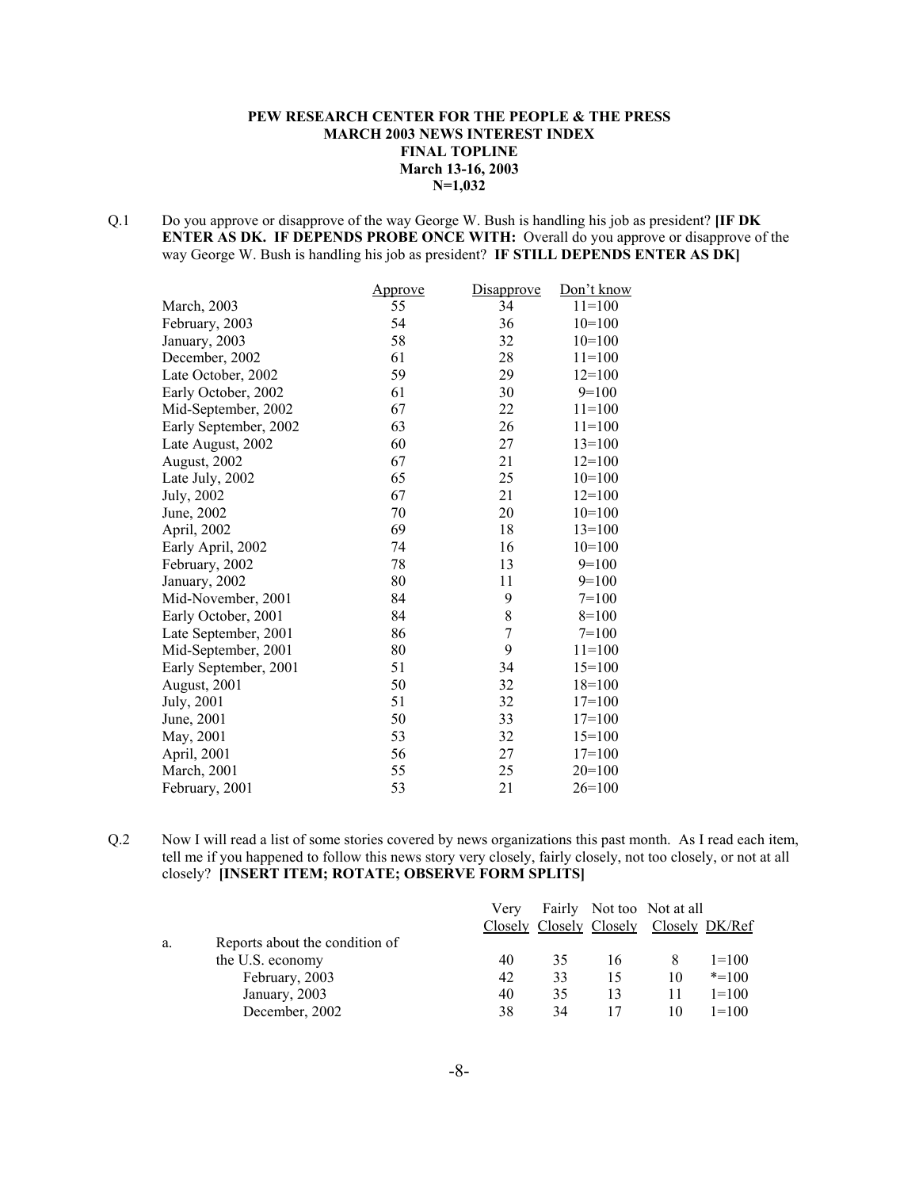**PEW RESEARCH CENTER FOR THE PEOPLE & THE PRESS**
**MARCH 2003 NEWS INTEREST INDEX**
**FINAL TOPLINE**
**March 13-16, 2003**
**N=1,032**

Q.1 Do you approve or disapprove of the way George W. Bush is handling his job as president? **[IF DK ENTER AS DK. IF DEPENDS PROBE ONCE WITH:** Overall do you approve or disapprove of the way George W. Bush is handling his job as president? **IF STILL DEPENDS ENTER AS DK]**

| | Approve | Disapprove | Don't know |
|---|---|---|---|
| March, 2003 | 55 | 34 | 11=100 |
| February, 2003 | 54 | 36 | 10=100 |
| January, 2003 | 58 | 32 | 10=100 |
| December, 2002 | 61 | 28 | 11=100 |
| Late October, 2002 | 59 | 29 | 12=100 |
| Early October, 2002 | 61 | 30 | 9=100 |
| Mid-September, 2002 | 67 | 22 | 11=100 |
| Early September, 2002 | 63 | 26 | 11=100 |
| Late August, 2002 | 60 | 27 | 13=100 |
| August, 2002 | 67 | 21 | 12=100 |
| Late July, 2002 | 65 | 25 | 10=100 |
| July, 2002 | 67 | 21 | 12=100 |
| June, 2002 | 70 | 20 | 10=100 |
| April, 2002 | 69 | 18 | 13=100 |
| Early April, 2002 | 74 | 16 | 10=100 |
| February, 2002 | 78 | 13 | 9=100 |
| January, 2002 | 80 | 11 | 9=100 |
| Mid-November, 2001 | 84 | 9 | 7=100 |
| Early October, 2001 | 84 | 8 | 8=100 |
| Late September, 2001 | 86 | 7 | 7=100 |
| Mid-September, 2001 | 80 | 9 | 11=100 |
| Early September, 2001 | 51 | 34 | 15=100 |
| August, 2001 | 50 | 32 | 18=100 |
| July, 2001 | 51 | 32 | 17=100 |
| June, 2001 | 50 | 33 | 17=100 |
| May, 2001 | 53 | 32 | 15=100 |
| April, 2001 | 56 | 27 | 17=100 |
| March, 2001 | 55 | 25 | 20=100 |
| February, 2001 | 53 | 21 | 26=100 |

Q.2 Now I will read a list of some stories covered by news organizations this past month. As I read each item, tell me if you happened to follow this news story very closely, fairly closely, not too closely, or not at all closely? **[INSERT ITEM; ROTATE; OBSERVE FORM SPLITS]**

| | | Very Closely | Fairly Closely | Not too Closely | Not at all Closely | DK/Ref |
|---|---|---|---|---|---|---|
| a. | Reports about the condition of the U.S. economy | 40 | 35 | 16 | 8 | 1=100 |
| | February, 2003 | 42 | 33 | 15 | 10 | *=100 |
| | January, 2003 | 40 | 35 | 13 | 11 | 1=100 |
| | December, 2002 | 38 | 34 | 17 | 10 | 1=100 |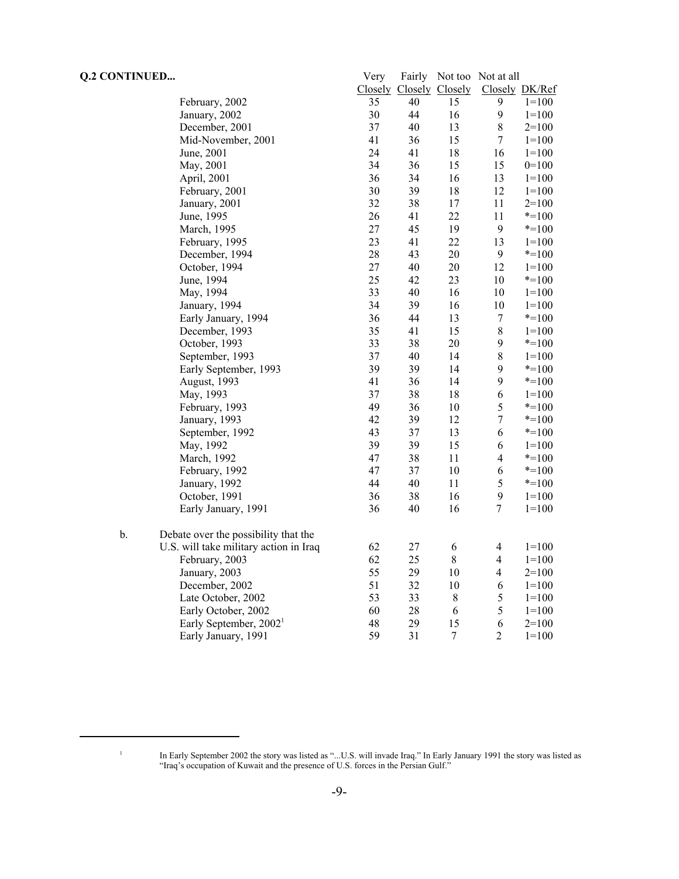**Q.2 CONTINUED...**

| | Very Closely | Fairly Closely | Not too Closely | Not at all Closely | DK/Ref |
|---|---|---|---|---|---|
| February, 2002 | 35 | 40 | 15 | 9 | 1=100 |
| January, 2002 | 30 | 44 | 16 | 9 | 1=100 |
| December, 2001 | 37 | 40 | 13 | 8 | 2=100 |
| Mid-November, 2001 | 41 | 36 | 15 | 7 | 1=100 |
| June, 2001 | 24 | 41 | 18 | 16 | 1=100 |
| May, 2001 | 34 | 36 | 15 | 15 | 0=100 |
| April, 2001 | 36 | 34 | 16 | 13 | 1=100 |
| February, 2001 | 30 | 39 | 18 | 12 | 1=100 |
| January, 2001 | 32 | 38 | 17 | 11 | 2=100 |
| June, 1995 | 26 | 41 | 22 | 11 | *=100 |
| March, 1995 | 27 | 45 | 19 | 9 | *=100 |
| February, 1995 | 23 | 41 | 22 | 13 | 1=100 |
| December, 1994 | 28 | 43 | 20 | 9 | *=100 |
| October, 1994 | 27 | 40 | 20 | 12 | 1=100 |
| June, 1994 | 25 | 42 | 23 | 10 | *=100 |
| May, 1994 | 33 | 40 | 16 | 10 | 1=100 |
| January, 1994 | 34 | 39 | 16 | 10 | 1=100 |
| Early January, 1994 | 36 | 44 | 13 | 7 | *=100 |
| December, 1993 | 35 | 41 | 15 | 8 | 1=100 |
| October, 1993 | 33 | 38 | 20 | 9 | *=100 |
| September, 1993 | 37 | 40 | 14 | 8 | 1=100 |
| Early September, 1993 | 39 | 39 | 14 | 9 | *=100 |
| August, 1993 | 41 | 36 | 14 | 9 | *=100 |
| May, 1993 | 37 | 38 | 18 | 6 | 1=100 |
| February, 1993 | 49 | 36 | 10 | 5 | *=100 |
| January, 1993 | 42 | 39 | 12 | 7 | *=100 |
| September, 1992 | 43 | 37 | 13 | 6 | *=100 |
| May, 1992 | 39 | 39 | 15 | 6 | 1=100 |
| March, 1992 | 47 | 38 | 11 | 4 | *=100 |
| February, 1992 | 47 | 37 | 10 | 6 | *=100 |
| January, 1992 | 44 | 40 | 11 | 5 | *=100 |
| October, 1991 | 36 | 38 | 16 | 9 | 1=100 |
| Early January, 1991 | 36 | 40 | 16 | 7 | 1=100 |
| b. Debate over the possibility that the U.S. will take military action in Iraq | 62 | 27 | 6 | 4 | 1=100 |
| February, 2003 | 62 | 25 | 8 | 4 | 1=100 |
| January, 2003 | 55 | 29 | 10 | 4 | 2=100 |
| December, 2002 | 51 | 32 | 10 | 6 | 1=100 |
| Late October, 2002 | 53 | 33 | 8 | 5 | 1=100 |
| Early October, 2002 | 60 | 28 | 6 | 5 | 1=100 |
| Early September, 2002[1] | 48 | 29 | 15 | 6 | 2=100 |
| Early January, 1991 | 59 | 31 | 7 | 2 | 1=100 |

[1] In Early September 2002 the story was listed as "...U.S. will invade Iraq." In Early January 1991 the story was listed as "Iraq's occupation of Kuwait and the presence of U.S. forces in the Persian Gulf."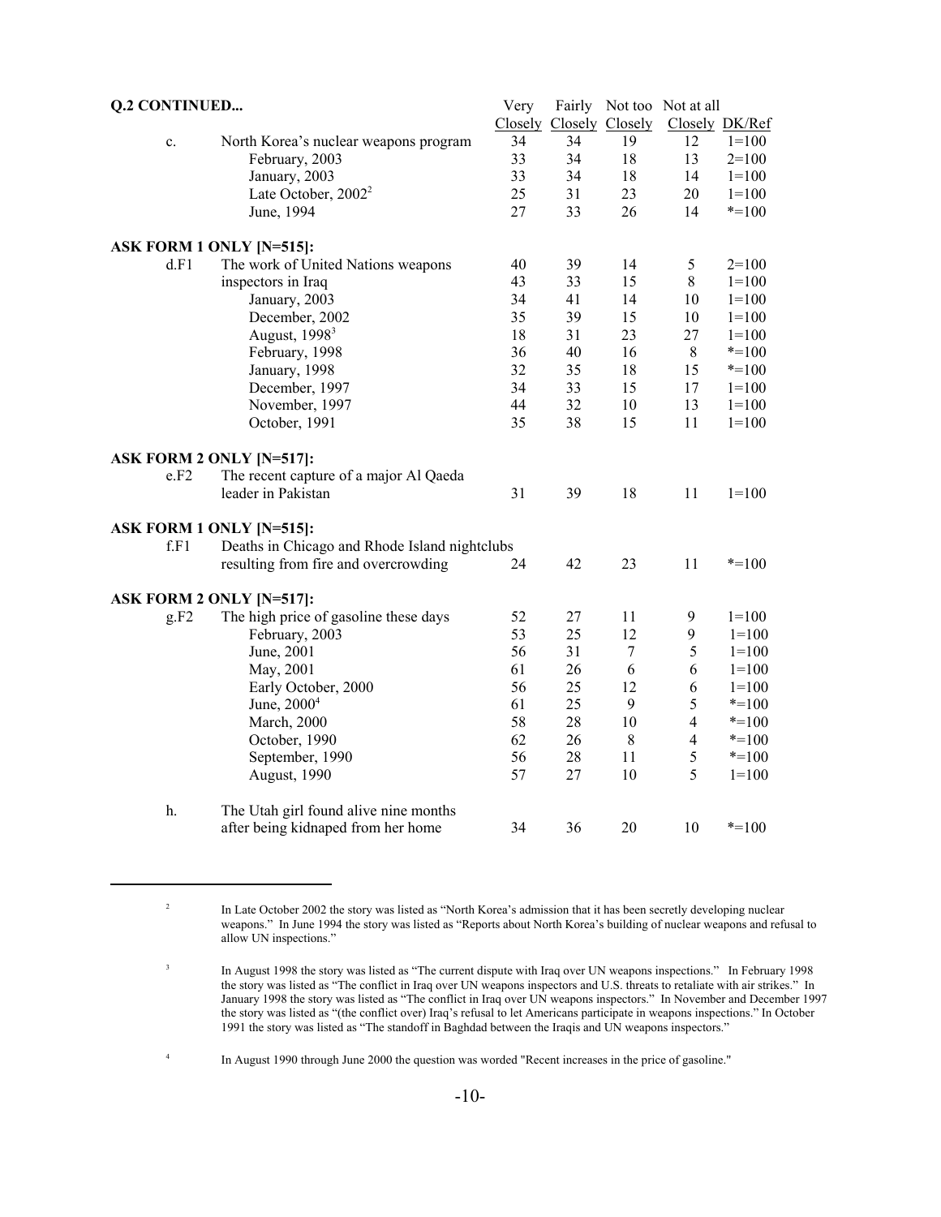**Q.2 CONTINUED...**

| | | Very Closely | Fairly Closely | Not too Closely | Not at all Closely | DK/Ref |
|---|---|---|---|---|---|---|
| c. | North Korea's nuclear weapons program | 34 | 34 | 19 | 12 | 1=100 |
| | February, 2003 | 33 | 34 | 18 | 13 | 2=100 |
| | January, 2003 | 33 | 34 | 18 | 14 | 1=100 |
| | Late October, 2002[2] | 25 | 31 | 23 | 20 | 1=100 |
| | June, 1994 | 27 | 33 | 26 | 14 | *=100 |
| **ASK FORM 1 ONLY [N=515]:** | | | | | | |
| d.F1 | The work of United Nations weapons inspectors in Iraq | 40 | 39 | 14 | 5 | 2=100 |
| | | 43 | 33 | 15 | 8 | 1=100 |
| | January, 2003 | 34 | 41 | 14 | 10 | 1=100 |
| | December, 2002 | 35 | 39 | 15 | 10 | 1=100 |
| | August, 1998[3] | 18 | 31 | 23 | 27 | 1=100 |
| | February, 1998 | 36 | 40 | 16 | 8 | *=100 |
| | January, 1998 | 32 | 35 | 18 | 15 | *=100 |
| | December, 1997 | 34 | 33 | 15 | 17 | 1=100 |
| | November, 1997 | 44 | 32 | 10 | 13 | 1=100 |
| | October, 1991 | 35 | 38 | 15 | 11 | 1=100 |
| **ASK FORM 2 ONLY [N=517]:** | | | | | | |
| e.F2 | The recent capture of a major Al Qaeda leader in Pakistan | 31 | 39 | 18 | 11 | 1=100 |
| **ASK FORM 1 ONLY [N=515]:** | | | | | | |
| f.F1 | Deaths in Chicago and Rhode Island nightclubs resulting from fire and overcrowding | 24 | 42 | 23 | 11 | *=100 |
| **ASK FORM 2 ONLY [N=517]:** | | | | | | |
| g.F2 | The high price of gasoline these days | 52 | 27 | 11 | 9 | 1=100 |
| | February, 2003 | 53 | 25 | 12 | 9 | 1=100 |
| | June, 2001 | 56 | 31 | 7 | 5 | 1=100 |
| | May, 2001 | 61 | 26 | 6 | 6 | 1=100 |
| | Early October, 2000 | 56 | 25 | 12 | 6 | 1=100 |
| | June, 2000[4] | 61 | 25 | 9 | 5 | *=100 |
| | March, 2000 | 58 | 28 | 10 | 4 | *=100 |
| | October, 1990 | 62 | 26 | 8 | 4 | *=100 |
| | September, 1990 | 56 | 28 | 11 | 5 | *=100 |
| | August, 1990 | 57 | 27 | 10 | 5 | 1=100 |
| h. | The Utah girl found alive nine months after being kidnaped from her home | 34 | 36 | 20 | 10 | *=100 |

[2] In Late October 2002 the story was listed as "North Korea's admission that it has been secretly developing nuclear weapons." In June 1994 the story was listed as "Reports about North Korea's building of nuclear weapons and refusal to allow UN inspections."

[3] In August 1998 the story was listed as "The current dispute with Iraq over UN weapons inspections." In February 1998 the story was listed as "The conflict in Iraq over UN weapons inspectors and U.S. threats to retaliate with air strikes." In January 1998 the story was listed as "The conflict in Iraq over UN weapons inspectors." In November and December 1997 the story was listed as "(the conflict over) Iraq's refusal to let Americans participate in weapons inspections." In October 1991 the story was listed as "The standoff in Baghdad between the Iraqis and UN weapons inspectors."

[4] In August 1990 through June 2000 the question was worded "Recent increases in the price of gasoline."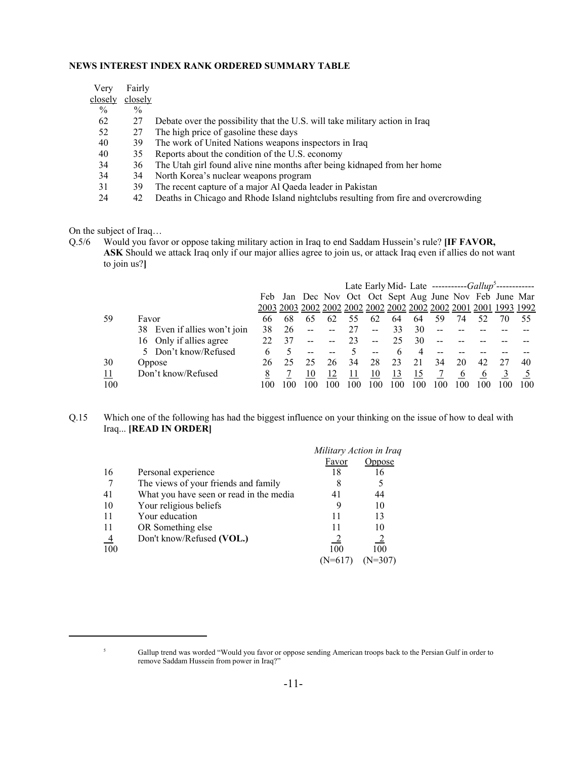**NEWS INTEREST INDEX RANK ORDERED SUMMARY TABLE**

| Very closely % | Fairly closely % | |
|---|---|---|
| 62 | 27 | Debate over the possibility that the U.S. will take military action in Iraq |
| 52 | 27 | The high price of gasoline these days |
| 40 | 39 | The work of United Nations weapons inspectors in Iraq |
| 40 | 35 | Reports about the condition of the U.S. economy |
| 34 | 36 | The Utah girl found alive nine months after being kidnaped from her home |
| 34 | 34 | North Korea's nuclear weapons program |
| 31 | 39 | The recent capture of a major Al Qaeda leader in Pakistan |
| 24 | 42 | Deaths in Chicago and Rhode Island nightclubs resulting from fire and overcrowding |

On the subject of Iraq…

Q.5/6 Would you favor or oppose taking military action in Iraq to end Saddam Hussein's rule? **[IF FAVOR, ASK** Should we attack Iraq only if our major allies agree to join us, or attack Iraq even if allies do not want to join us?**]**

| | | Feb 2003 | Jan 2003 | Dec 2002 | Nov 2002 | Late Oct 2002 | Early Oct 2002 | Mid-Sept 2002 | Late Aug 2002 | June 2002 | *Gallup*[5] Nov 2001 | *Gallup*[5] Feb 2001 | *Gallup*[5] June 1993 | *Gallup*[5] Mar 1992 |
|---|---|---|---|---|---|---|---|---|---|---|---|---|---|---|
| 59 | Favor | 66 | 68 | 65 | 62 | 55 | 62 | 64 | 64 | 59 | 74 | 52 | 70 | 55 |
| | 38 Even if allies won't join | 38 | 26 | -- | -- | 27 | -- | 33 | 30 | -- | -- | -- | -- | -- |
| | 16 Only if allies agree | 22 | 37 | -- | -- | 23 | -- | 25 | 30 | -- | -- | -- | -- | -- |
| | 5 Don't know/Refused | 6 | 5 | -- | -- | 5 | -- | 6 | 4 | -- | -- | -- | -- | -- |
| 30 | Oppose | 26 | 25 | 25 | 26 | 34 | 28 | 23 | 21 | 34 | 20 | 42 | 27 | 40 |
| 11 | Don't know/Refused | 8 | 7 | 10 | 12 | 11 | 10 | 13 | 15 | 7 | 6 | 6 | 3 | 5 |
| 100 | | 100 | 100 | 100 | 100 | 100 | 100 | 100 | 100 | 100 | 100 | 100 | 100 | 100 |

Q.15 Which one of the following has had the biggest influence on your thinking on the issue of how to deal with Iraq... **[READ IN ORDER]**

| | | *Military Action in Iraq* Favor | *Military Action in Iraq* Oppose |
|---|---|---|---|
| 16 | Personal experience | 18 | 16 |
| 7 | The views of your friends and family | 8 | 5 |
| 41 | What you have seen or read in the media | 41 | 44 |
| 10 | Your religious beliefs | 9 | 10 |
| 11 | Your education | 11 | 13 |
| 11 | OR Something else | 11 | 10 |
| 4 | Don't know/Refused **(VOL.)** | 2 | 2 |
| 100 | | 100 | 100 |
| | | (N=617) | (N=307) |

[5] Gallup trend was worded "Would you favor or oppose sending American troops back to the Persian Gulf in order to remove Saddam Hussein from power in Iraq?"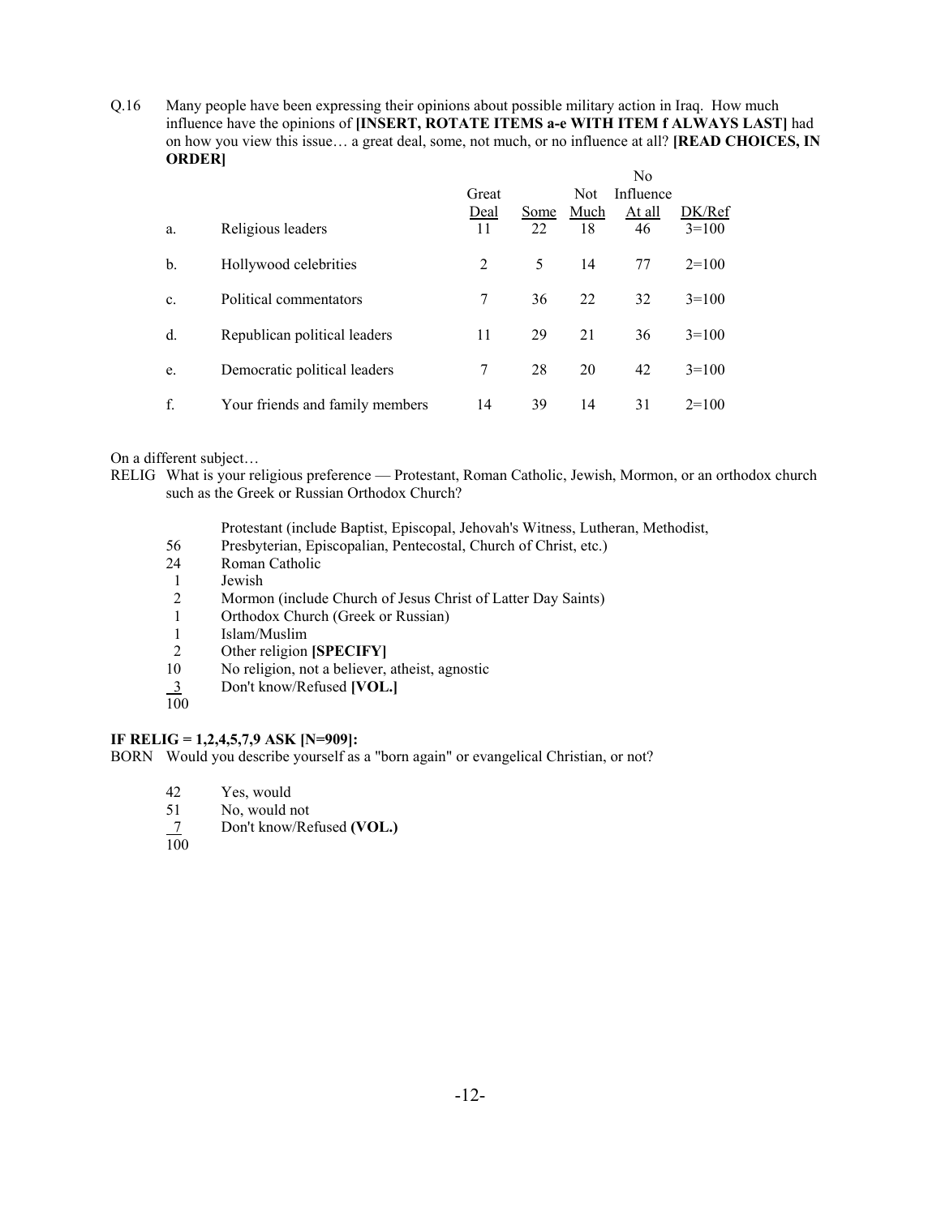Q.16 Many people have been expressing their opinions about possible military action in Iraq. How much influence have the opinions of **[INSERT, ROTATE ITEMS a-e WITH ITEM f ALWAYS LAST]** had on how you view this issue… a great deal, some, not much, or no influence at all? **[READ CHOICES, IN ORDER]**

| | | Great Deal | Some | Not Much | No Influence At all | DK/Ref |
|---|---|---|---|---|---|---|
| a. | Religious leaders | 11 | 22 | 18 | 46 | 3=100 |
| b. | Hollywood celebrities | 2 | 5 | 14 | 77 | 2=100 |
| c. | Political commentators | 7 | 36 | 22 | 32 | 3=100 |
| d. | Republican political leaders | 11 | 29 | 21 | 36 | 3=100 |
| e. | Democratic political leaders | 7 | 28 | 20 | 42 | 3=100 |
| f. | Your friends and family members | 14 | 39 | 14 | 31 | 2=100 |

On a different subject…

RELIG What is your religious preference — Protestant, Roman Catholic, Jewish, Mormon, or an orthodox church such as the Greek or Russian Orthodox Church?

| | |
|---|---|
| 56 | Protestant (include Baptist, Episcopal, Jehovah's Witness, Lutheran, Methodist, Presbyterian, Episcopalian, Pentecostal, Church of Christ, etc.) |
| 24 | Roman Catholic |
| 1 | Jewish |
| 2 | Mormon (include Church of Jesus Christ of Latter Day Saints) |
| 1 | Orthodox Church (Greek or Russian) |
| 1 | Islam/Muslim |
| 2 | Other religion **[SPECIFY]** |
| 10 | No religion, not a believer, atheist, agnostic |
| 3 | Don't know/Refused **[VOL.]** |
| 100 | |

**IF RELIG = 1,2,4,5,7,9 ASK [N=909]:**

BORN Would you describe yourself as a "born again" or evangelical Christian, or not?

| | |
|---|---|
| 42 | Yes, would |
| 51 | No, would not |
| 7 | Don't know/Refused **(VOL.)** |
| 100 | |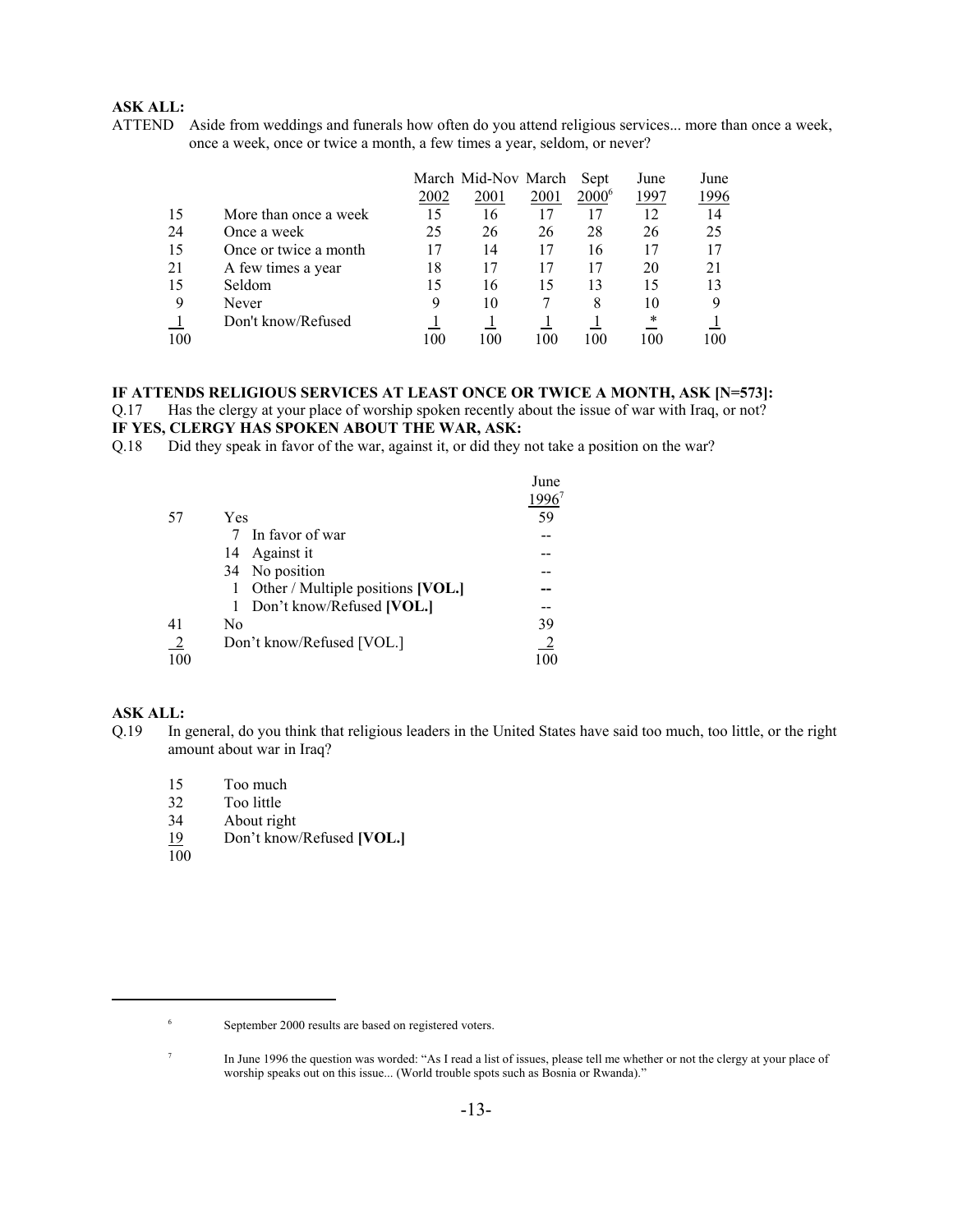**ASK ALL:**

ATTEND Aside from weddings and funerals how often do you attend religious services... more than once a week, once a week, once or twice a month, a few times a year, seldom, or never?

| | | March 2002 | Mid-Nov 2001 | March 2001 | Sept 2000[6] | June 1997 | June 1996 |
|---|---|---|---|---|---|---|---|
| 15 | More than once a week | 15 | 16 | 17 | 17 | 12 | 14 |
| 24 | Once a week | 25 | 26 | 26 | 28 | 26 | 25 |
| 15 | Once or twice a month | 17 | 14 | 17 | 16 | 17 | 17 |
| 21 | A few times a year | 18 | 17 | 17 | 17 | 20 | 21 |
| 15 | Seldom | 15 | 16 | 15 | 13 | 15 | 13 |
| 9 | Never | 9 | 10 | 7 | 8 | 10 | 9 |
| 1 | Don't know/Refused | 1 | 1 | 1 | 1 | * | 1 |
| 100 | | 100 | 100 | 100 | 100 | 100 | 100 |

**IF ATTENDS RELIGIOUS SERVICES AT LEAST ONCE OR TWICE A MONTH, ASK [N=573]:**

Q.17 Has the clergy at your place of worship spoken recently about the issue of war with Iraq, or not?

**IF YES, CLERGY HAS SPOKEN ABOUT THE WAR, ASK:**

Q.18 Did they speak in favor of the war, against it, or did they not take a position on the war?

| | | June 1996[7] |
|---|---|---|
| 57 | Yes | 59 |
| | 7 In favor of war | -- |
| | 14 Against it | -- |
| | 34 No position | -- |
| | 1 Other / Multiple positions **[VOL.]** | -- |
| | 1 Don't know/Refused **[VOL.]** | -- |
| 41 | No | 39 |
| 2 | Don't know/Refused [VOL.] | 2 |
| 100 | | 100 |

**ASK ALL:**

Q.19 In general, do you think that religious leaders in the United States have said too much, too little, or the right amount about war in Iraq?

| | |
|---|---|
| 15 | Too much |
| 32 | Too little |
| 34 | About right |
| 19 | Don't know/Refused **[VOL.]** |
| 100 | |

---

[6] September 2000 results are based on registered voters.

[7] In June 1996 the question was worded: "As I read a list of issues, please tell me whether or not the clergy at your place of worship speaks out on this issue... (World trouble spots such as Bosnia or Rwanda)."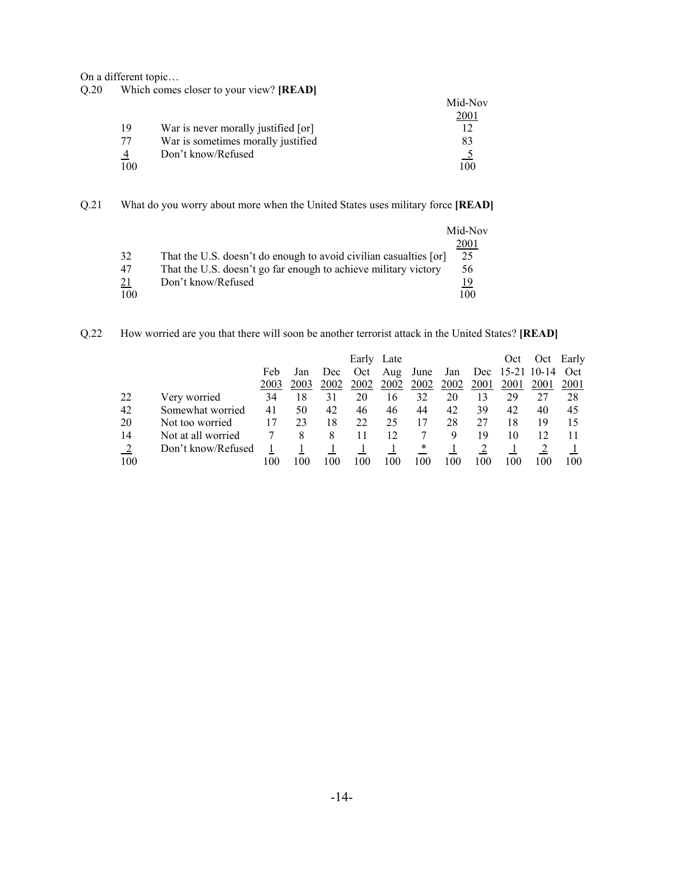On a different topic…

Q.20 Which comes closer to your view? **[READ]**

| | | Mid-Nov 2001 |
|---|---|---|
| 19 | War is never morally justified [or] | 12 |
| 77 | War is sometimes morally justified | 83 |
| 4 | Don't know/Refused | 5 |
| 100 | | 100 |

Q.21 What do you worry about more when the United States uses military force **[READ]**

| | | Mid-Nov 2001 |
|---|---|---|
| 32 | That the U.S. doesn't do enough to avoid civilian casualties [or] | 25 |
| 47 | That the U.S. doesn't go far enough to achieve military victory | 56 |
| 21 | Don't know/Refused | 19 |
| 100 | | 100 |

Q.22 How worried are you that there will soon be another terrorist attack in the United States? **[READ]**

| | | Feb 2003 | Jan 2003 | Dec 2002 | Early Oct 2002 | Late Aug 2002 | June 2002 | Jan 2002 | Dec 2001 | Oct 15-21 2001 | Oct 10-14 2001 | Early Oct 2001 |
|---|---|---|---|---|---|---|---|---|---|---|---|---|
| 22 | Very worried | 34 | 18 | 31 | 20 | 16 | 32 | 20 | 13 | 29 | 27 | 28 |
| 42 | Somewhat worried | 41 | 50 | 42 | 46 | 46 | 44 | 42 | 39 | 42 | 40 | 45 |
| 20 | Not too worried | 17 | 23 | 18 | 22 | 25 | 17 | 28 | 27 | 18 | 19 | 15 |
| 14 | Not at all worried | 7 | 8 | 8 | 11 | 12 | 7 | 9 | 19 | 10 | 12 | 11 |
| 2 | Don't know/Refused | 1 | 1 | 1 | 1 | 1 | * | 1 | 2 | 1 | 2 | 1 |
| 100 | | 100 | 100 | 100 | 100 | 100 | 100 | 100 | 100 | 100 | 100 | 100 |